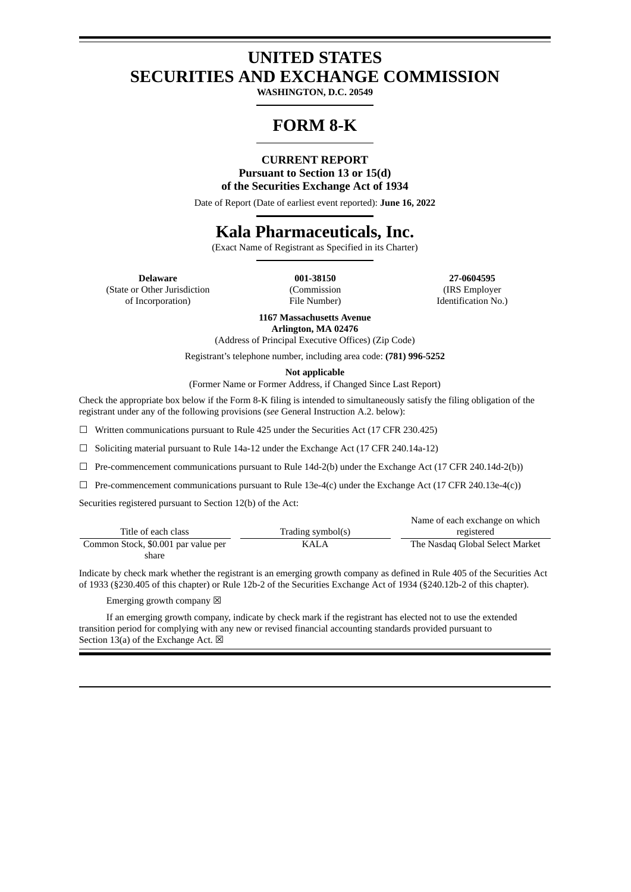# UNITED STATES
# SECURITIES AND EXCHANGE COMMISSION

**WASHINGTON, D.C. 20549**

# FORM 8-K

**CURRENT REPORT**
**Pursuant to Section 13 or 15(d)**
**of the Securities Exchange Act of 1934**

Date of Report (Date of earliest event reported): **June 16, 2022**

# Kala Pharmaceuticals, Inc.

(Exact Name of Registrant as Specified in its Charter)

| **Delaware** | **001-38150** | **27-0604595** |
|---|---|---|
| (State or Other Jurisdiction of Incorporation) | (Commission File Number) | (IRS Employer Identification No.) |

**1167 Massachusetts Avenue**
**Arlington, MA 02476**
(Address of Principal Executive Offices) (Zip Code)

Registrant's telephone number, including area code: **(781) 996-5252**

**Not applicable**
(Former Name or Former Address, if Changed Since Last Report)

Check the appropriate box below if the Form 8-K filing is intended to simultaneously satisfy the filing obligation of the registrant under any of the following provisions (*see* General Instruction A.2. below):

☐ Written communications pursuant to Rule 425 under the Securities Act (17 CFR 230.425)

☐ Soliciting material pursuant to Rule 14a-12 under the Exchange Act (17 CFR 240.14a-12)

☐ Pre-commencement communications pursuant to Rule 14d-2(b) under the Exchange Act (17 CFR 240.14d-2(b))

☐ Pre-commencement communications pursuant to Rule 13e-4(c) under the Exchange Act (17 CFR 240.13e-4(c))

Securities registered pursuant to Section 12(b) of the Act:

| Title of each class | Trading symbol(s) | Name of each exchange on which registered |
|---|---|---|
| Common Stock, $0.001 par value per share | KALA | The Nasdaq Global Select Market |

Indicate by check mark whether the registrant is an emerging growth company as defined in Rule 405 of the Securities Act of 1933 (§230.405 of this chapter) or Rule 12b-2 of the Securities Exchange Act of 1934 (§240.12b-2 of this chapter).

Emerging growth company ☒

If an emerging growth company, indicate by check mark if the registrant has elected not to use the extended transition period for complying with any new or revised financial accounting standards provided pursuant to Section 13(a) of the Exchange Act. ☒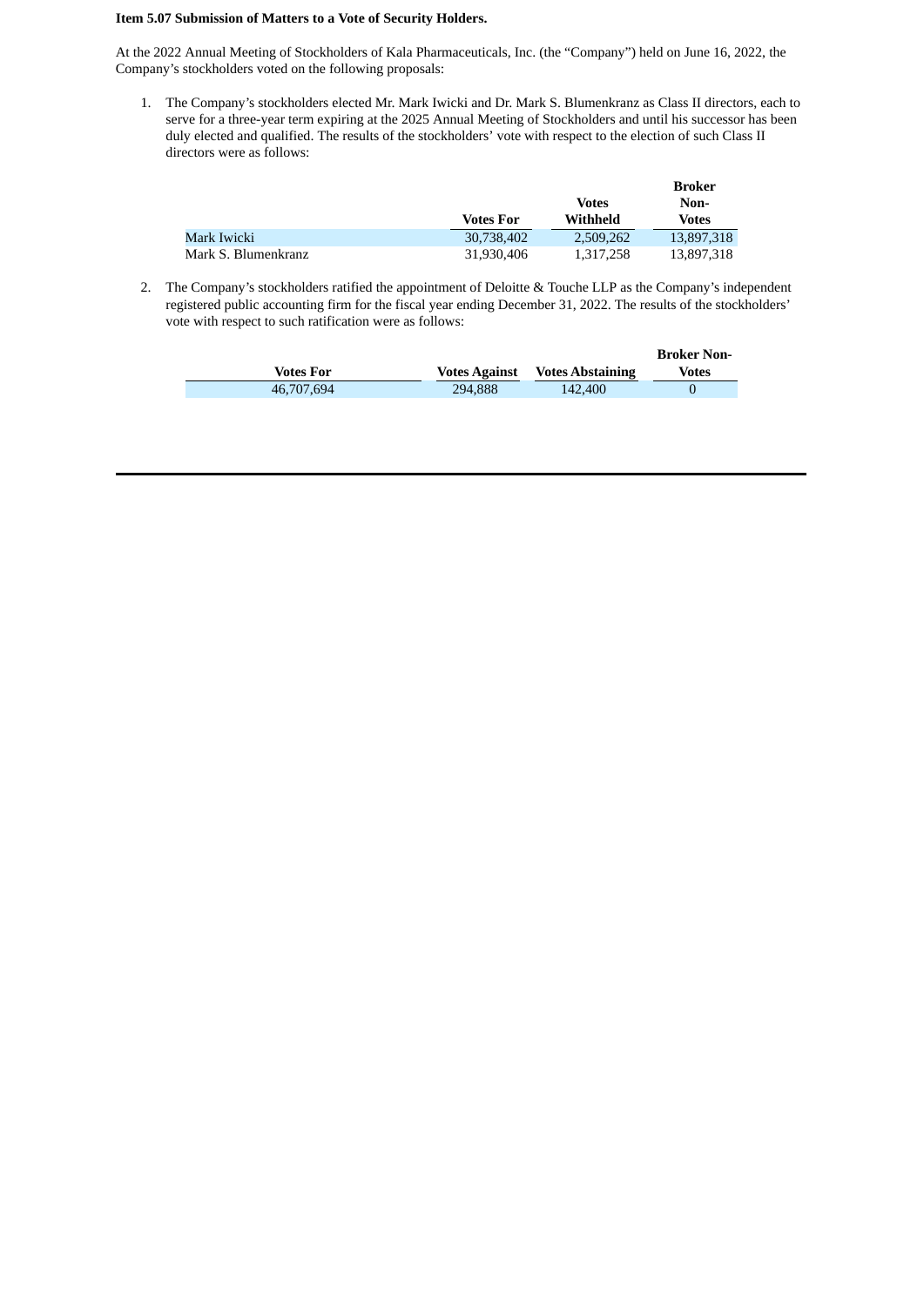**Item 5.07 Submission of Matters to a Vote of Security Holders.**

At the 2022 Annual Meeting of Stockholders of Kala Pharmaceuticals, Inc. (the "Company") held on June 16, 2022, the Company's stockholders voted on the following proposals:

1. The Company's stockholders elected Mr. Mark Iwicki and Dr. Mark S. Blumenkranz as Class II directors, each to serve for a three-year term expiring at the 2025 Annual Meeting of Stockholders and until his successor has been duly elected and qualified. The results of the stockholders' vote with respect to the election of such Class II directors were as follows:

| | Votes For | Votes Withheld | Broker Non-Votes |
|---|---|---|---|
| Mark Iwicki | 30,738,402 | 2,509,262 | 13,897,318 |
| Mark S. Blumenkranz | 31,930,406 | 1,317,258 | 13,897,318 |

2. The Company's stockholders ratified the appointment of Deloitte & Touche LLP as the Company's independent registered public accounting firm for the fiscal year ending December 31, 2022. The results of the stockholders' vote with respect to such ratification were as follows:

| Votes For | Votes Against | Votes Abstaining | Broker Non-Votes |
|---|---|---|---|
| 46,707,694 | 294,888 | 142,400 | 0 |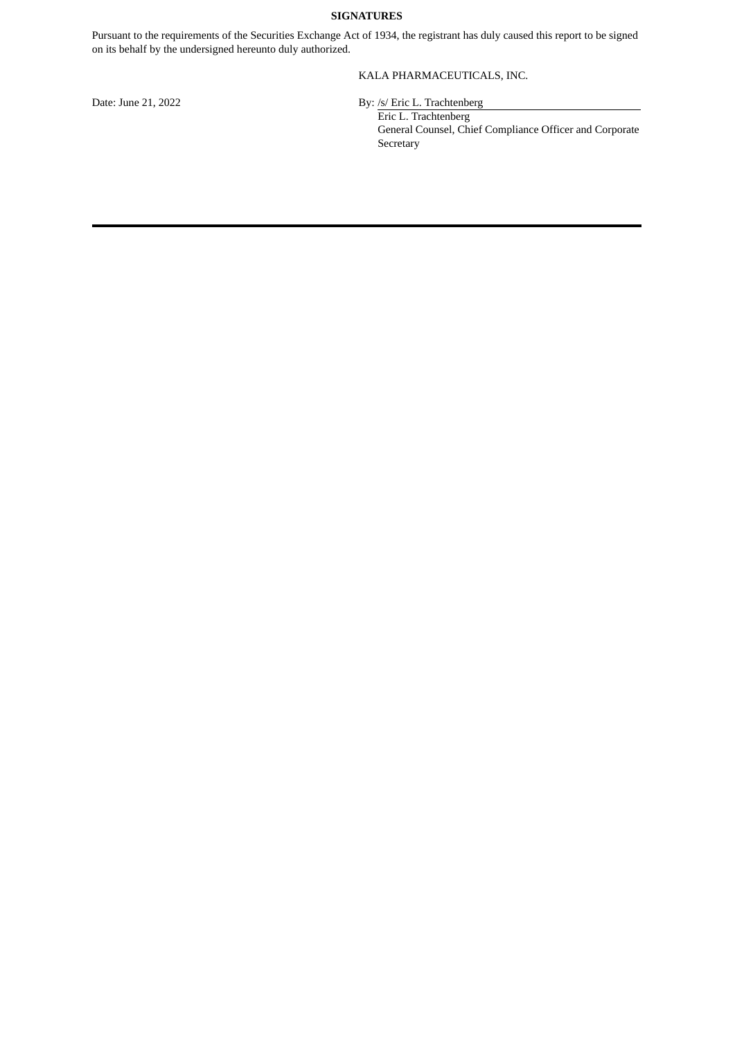**SIGNATURES**

Pursuant to the requirements of the Securities Exchange Act of 1934, the registrant has duly caused this report to be signed on its behalf by the undersigned hereunto duly authorized.

KALA PHARMACEUTICALS, INC.

Date: June 21, 2022

By: /s/ Eric L. Trachtenberg
Eric L. Trachtenberg
General Counsel, Chief Compliance Officer and Corporate Secretary